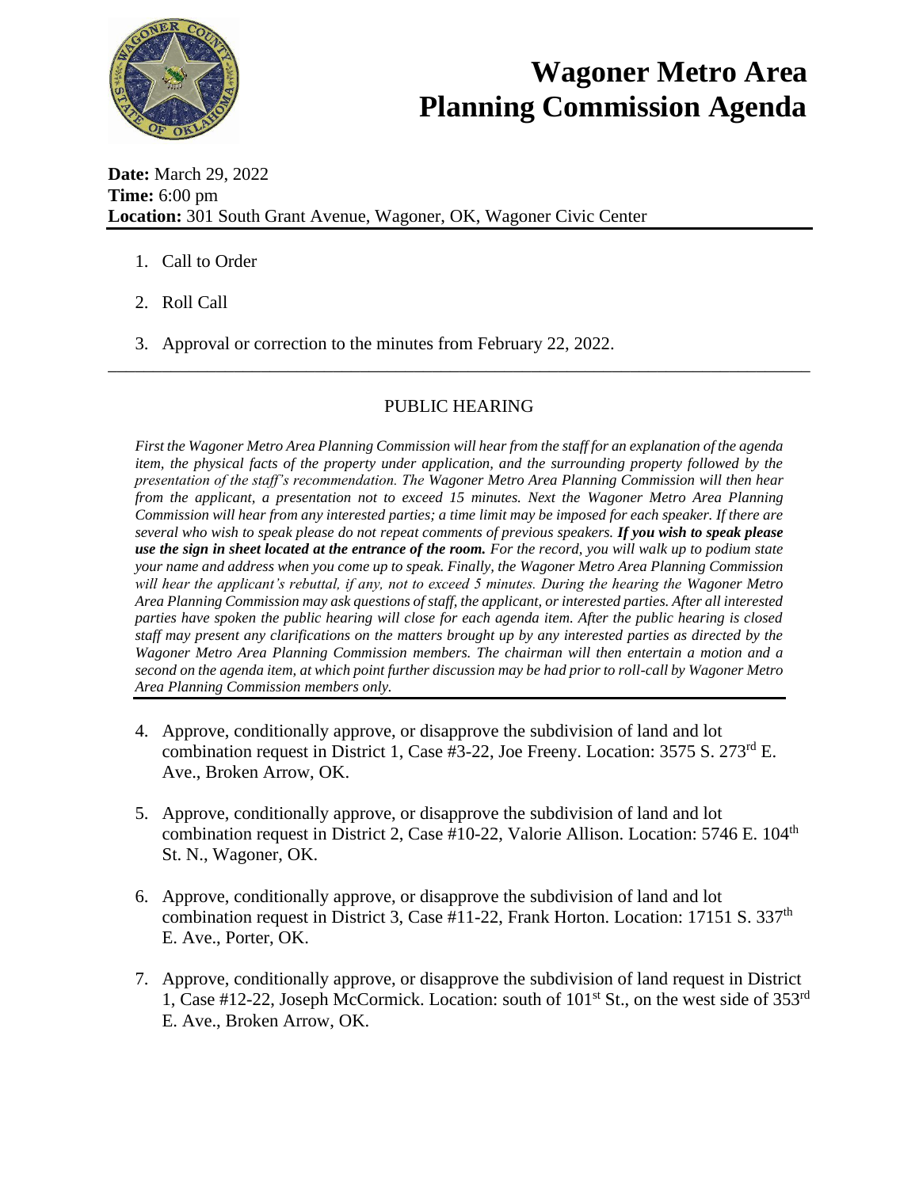# Wagoner Metro Area Planning Commission Agenda

**Date:** March 29, 2022
**Time:** 6:00 pm
**Location:** 301 South Grant Avenue, Wagoner, OK, Wagoner Civic Center

1. Call to Order
2. Roll Call
3. Approval or correction to the minutes from February 22, 2022.

---

## PUBLIC HEARING

*First the Wagoner Metro Area Planning Commission will hear from the staff for an explanation of the agenda item, the physical facts of the property under application, and the surrounding property followed by the presentation of the staff's recommendation. The Wagoner Metro Area Planning Commission will then hear from the applicant, a presentation not to exceed 15 minutes. Next the Wagoner Metro Area Planning Commission will hear from any interested parties; a time limit may be imposed for each speaker. If there are several who wish to speak please do not repeat comments of previous speakers.* ***If you wish to speak please use the sign in sheet located at the entrance of the room.*** *For the record, you will walk up to podium state your name and address when you come up to speak. Finally, the Wagoner Metro Area Planning Commission will hear the applicant's rebuttal, if any, not to exceed 5 minutes. During the hearing the Wagoner Metro Area Planning Commission may ask questions of staff, the applicant, or interested parties. After all interested parties have spoken the public hearing will close for each agenda item. After the public hearing is closed staff may present any clarifications on the matters brought up by any interested parties as directed by the Wagoner Metro Area Planning Commission members. The chairman will then entertain a motion and a second on the agenda item, at which point further discussion may be had prior to roll-call by Wagoner Metro Area Planning Commission members only.*

---

4. Approve, conditionally approve, or disapprove the subdivision of land and lot combination request in District 1, Case #3-22, Joe Freeny. Location: 3575 S. 273rd E. Ave., Broken Arrow, OK.
5. Approve, conditionally approve, or disapprove the subdivision of land and lot combination request in District 2, Case #10-22, Valorie Allison. Location: 5746 E. 104th St. N., Wagoner, OK.
6. Approve, conditionally approve, or disapprove the subdivision of land and lot combination request in District 3, Case #11-22, Frank Horton. Location: 17151 S. 337th E. Ave., Porter, OK.
7. Approve, conditionally approve, or disapprove the subdivision of land request in District 1, Case #12-22, Joseph McCormick. Location: south of 101st St., on the west side of 353rd E. Ave., Broken Arrow, OK.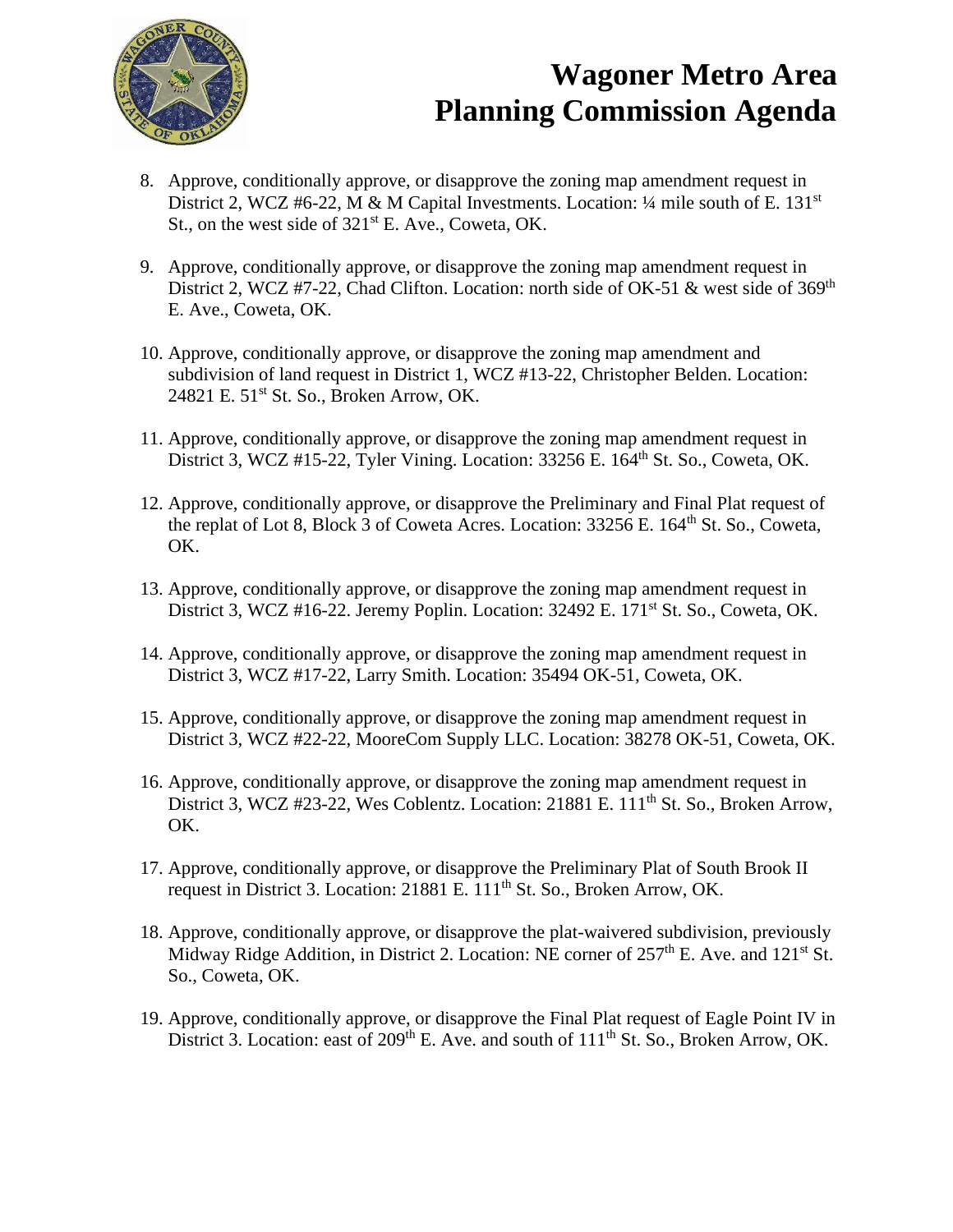# Wagoner Metro Area Planning Commission Agenda

8. Approve, conditionally approve, or disapprove the zoning map amendment request in District 2, WCZ #6-22, M & M Capital Investments. Location: ¼ mile south of E. 131st St., on the west side of 321st E. Ave., Coweta, OK.

9. Approve, conditionally approve, or disapprove the zoning map amendment request in District 2, WCZ #7-22, Chad Clifton. Location: north side of OK-51 & west side of 369th E. Ave., Coweta, OK.

10. Approve, conditionally approve, or disapprove the zoning map amendment and subdivision of land request in District 1, WCZ #13-22, Christopher Belden. Location: 24821 E. 51st St. So., Broken Arrow, OK.

11. Approve, conditionally approve, or disapprove the zoning map amendment request in District 3, WCZ #15-22, Tyler Vining. Location: 33256 E. 164th St. So., Coweta, OK.

12. Approve, conditionally approve, or disapprove the Preliminary and Final Plat request of the replat of Lot 8, Block 3 of Coweta Acres. Location: 33256 E. 164th St. So., Coweta, OK.

13. Approve, conditionally approve, or disapprove the zoning map amendment request in District 3, WCZ #16-22. Jeremy Poplin. Location: 32492 E. 171st St. So., Coweta, OK.

14. Approve, conditionally approve, or disapprove the zoning map amendment request in District 3, WCZ #17-22, Larry Smith. Location: 35494 OK-51, Coweta, OK.

15. Approve, conditionally approve, or disapprove the zoning map amendment request in District 3, WCZ #22-22, MooreCom Supply LLC. Location: 38278 OK-51, Coweta, OK.

16. Approve, conditionally approve, or disapprove the zoning map amendment request in District 3, WCZ #23-22, Wes Coblentz. Location: 21881 E. 111th St. So., Broken Arrow, OK.

17. Approve, conditionally approve, or disapprove the Preliminary Plat of South Brook II request in District 3. Location: 21881 E. 111th St. So., Broken Arrow, OK.

18. Approve, conditionally approve, or disapprove the plat-waivered subdivision, previously Midway Ridge Addition, in District 2. Location: NE corner of 257th E. Ave. and 121st St. So., Coweta, OK.

19. Approve, conditionally approve, or disapprove the Final Plat request of Eagle Point IV in District 3. Location: east of 209th E. Ave. and south of 111th St. So., Broken Arrow, OK.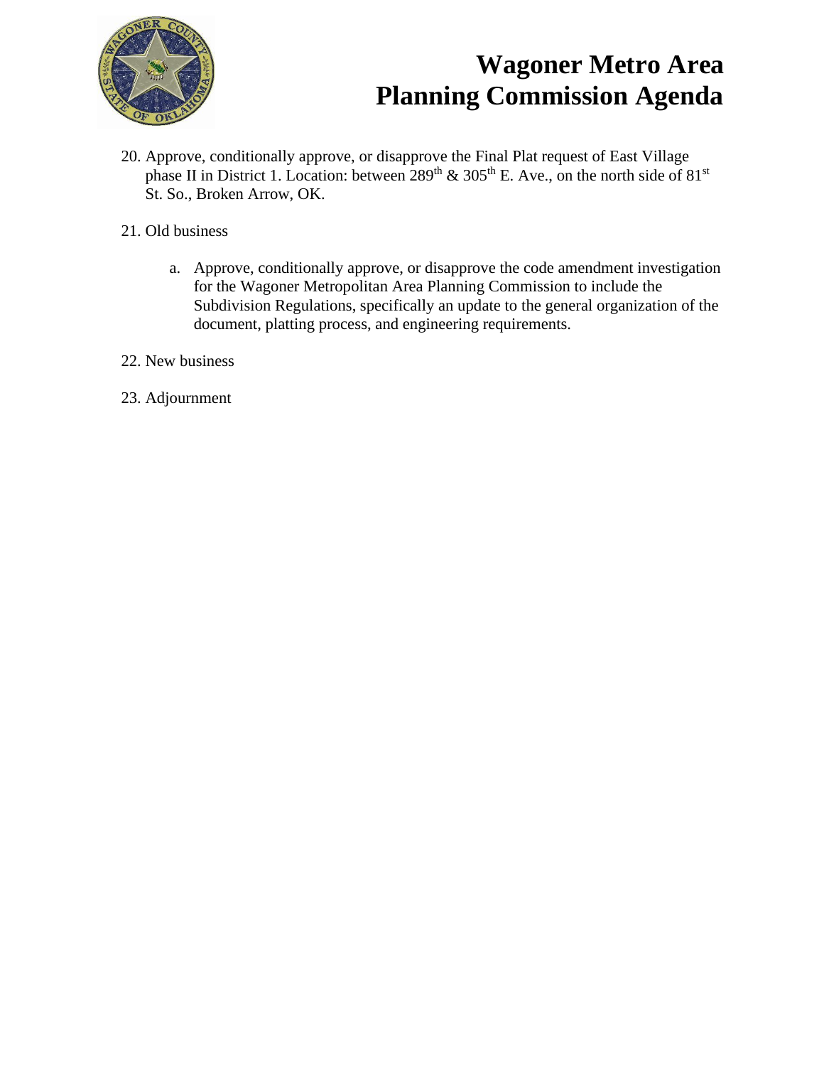20. Approve, conditionally approve, or disapprove the Final Plat request of East Village phase II in District 1. Location: between 289th & 305th E. Ave., on the north side of 81st St. So., Broken Arrow, OK.

21. Old business

    a. Approve, conditionally approve, or disapprove the code amendment investigation for the Wagoner Metropolitan Area Planning Commission to include the Subdivision Regulations, specifically an update to the general organization of the document, platting process, and engineering requirements.

22. New business

23. Adjournment